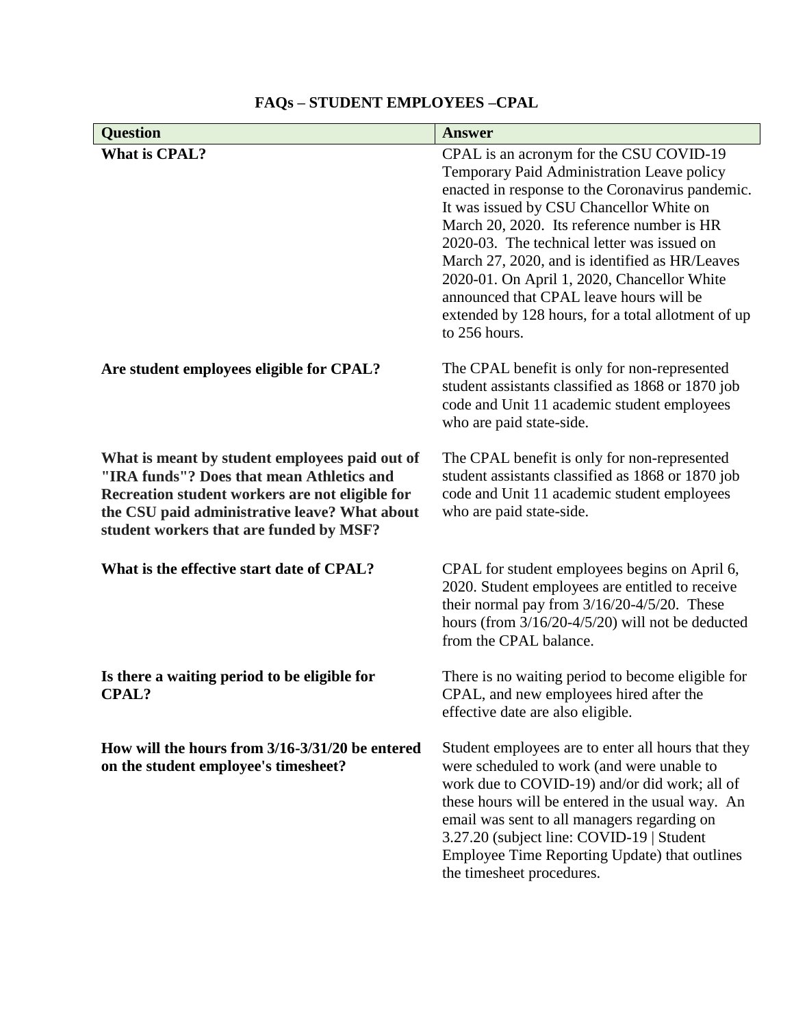# FAQs – STUDENT EMPLOYEES –CPAL

| Question | Answer |
|---|---|
| **What is CPAL?** | CPAL is an acronym for the CSU COVID-19 Temporary Paid Administration Leave policy enacted in response to the Coronavirus pandemic. It was issued by CSU Chancellor White on March 20, 2020. Its reference number is HR 2020-03. The technical letter was issued on March 27, 2020, and is identified as HR/Leaves 2020-01. On April 1, 2020, Chancellor White announced that CPAL leave hours will be extended by 128 hours, for a total allotment of up to 256 hours. |
| **Are student employees eligible for CPAL?** | The CPAL benefit is only for non-represented student assistants classified as 1868 or 1870 job code and Unit 11 academic student employees who are paid state-side. |
| **What is meant by student employees paid out of "IRA funds"? Does that mean Athletics and Recreation student workers are not eligible for the CSU paid administrative leave? What about student workers that are funded by MSF?** | The CPAL benefit is only for non-represented student assistants classified as 1868 or 1870 job code and Unit 11 academic student employees who are paid state-side. |
| **What is the effective start date of CPAL?** | CPAL for student employees begins on April 6, 2020. Student employees are entitled to receive their normal pay from 3/16/20-4/5/20. These hours (from 3/16/20-4/5/20) will not be deducted from the CPAL balance. |
| **Is there a waiting period to be eligible for CPAL?** | There is no waiting period to become eligible for CPAL, and new employees hired after the effective date are also eligible. |
| **How will the hours from 3/16-3/31/20 be entered on the student employee's timesheet?** | Student employees are to enter all hours that they were scheduled to work (and were unable to work due to COVID-19) and/or did work; all of these hours will be entered in the usual way. An email was sent to all managers regarding on 3.27.20 (subject line: COVID-19 \| Student Employee Time Reporting Update) that outlines the timesheet procedures. |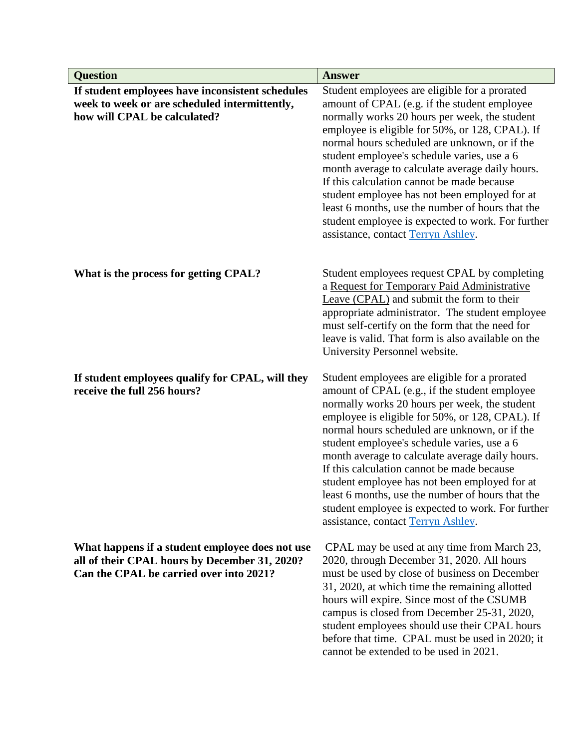| Question | Answer |
|---|---|
| **If student employees have inconsistent schedules week to week or are scheduled intermittently, how will CPAL be calculated?** | Student employees are eligible for a prorated amount of CPAL (e.g. if the student employee normally works 20 hours per week, the student employee is eligible for 50%, or 128, CPAL). If normal hours scheduled are unknown, or if the student employee's schedule varies, use a 6 month average to calculate average daily hours. If this calculation cannot be made because student employee has not been employed for at least 6 months, use the number of hours that the student employee is expected to work. For further assistance, contact [Terryn Ashley](). |
| **What is the process for getting CPAL?** | Student employees request CPAL by completing a [Request for Temporary Paid Administrative Leave (CPAL)]() and submit the form to their appropriate administrator. The student employee must self-certify on the form that the need for leave is valid. That form is also available on the University Personnel website. |
| **If student employees qualify for CPAL, will they receive the full 256 hours?** | Student employees are eligible for a prorated amount of CPAL (e.g., if the student employee normally works 20 hours per week, the student employee is eligible for 50%, or 128, CPAL). If normal hours scheduled are unknown, or if the student employee's schedule varies, use a 6 month average to calculate average daily hours. If this calculation cannot be made because student employee has not been employed for at least 6 months, use the number of hours that the student employee is expected to work. For further assistance, contact [Terryn Ashley](). |
| **What happens if a student employee does not use all of their CPAL hours by December 31, 2020? Can the CPAL be carried over into 2021?** | CPAL may be used at any time from March 23, 2020, through December 31, 2020. All hours must be used by close of business on December 31, 2020, at which time the remaining allotted hours will expire. Since most of the CSUMB campus is closed from December 25-31, 2020, student employees should use their CPAL hours before that time. CPAL must be used in 2020; it cannot be extended to be used in 2021. |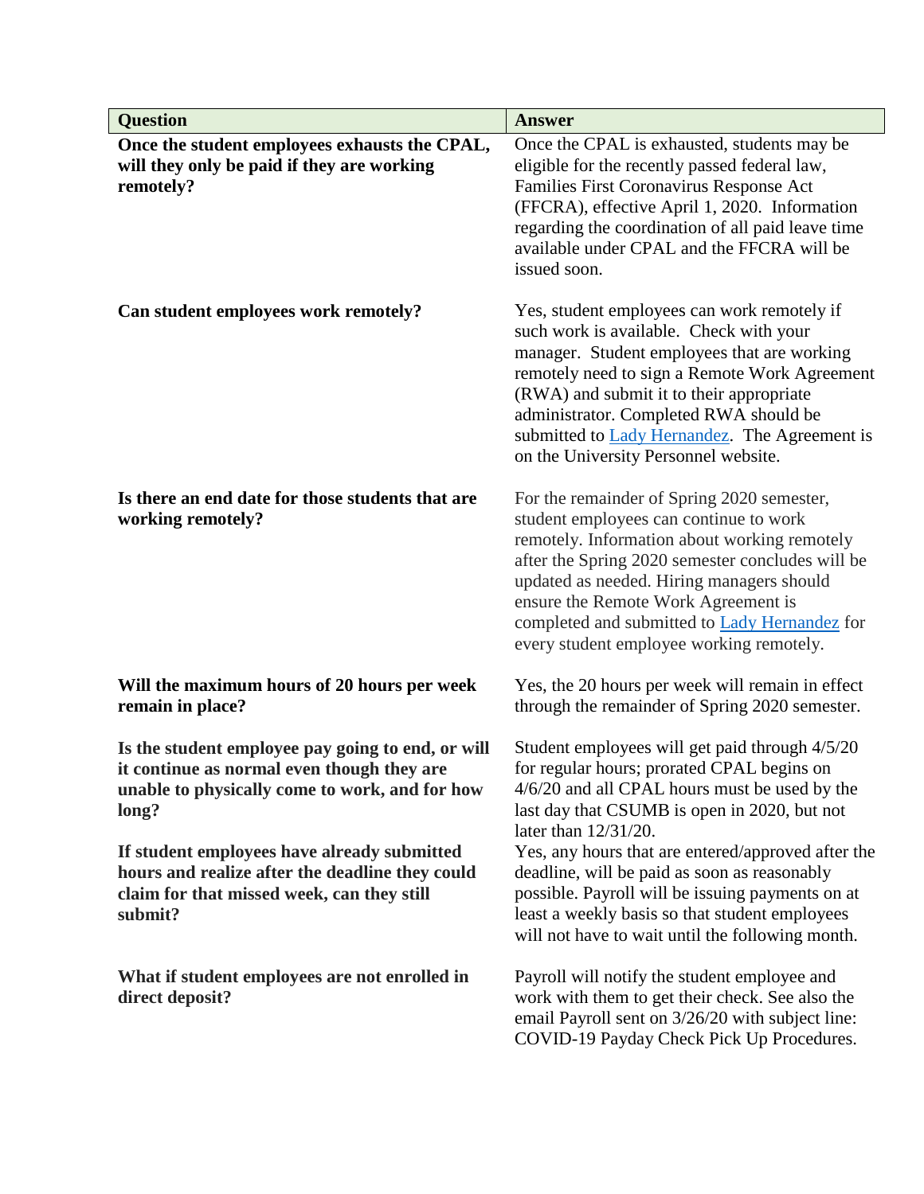| Question | Answer |
| --- | --- |
| **Once the student employees exhausts the CPAL, will they only be paid if they are working remotely?** | Once the CPAL is exhausted, students may be eligible for the recently passed federal law, Families First Coronavirus Response Act (FFCRA), effective April 1, 2020. Information regarding the coordination of all paid leave time available under CPAL and the FFCRA will be issued soon. |
| **Can student employees work remotely?** | Yes, student employees can work remotely if such work is available. Check with your manager. Student employees that are working remotely need to sign a Remote Work Agreement (RWA) and submit it to their appropriate administrator. Completed RWA should be submitted to Lady Hernandez. The Agreement is on the University Personnel website. |
| **Is there an end date for those students that are working remotely?** | For the remainder of Spring 2020 semester, student employees can continue to work remotely. Information about working remotely after the Spring 2020 semester concludes will be updated as needed. Hiring managers should ensure the Remote Work Agreement is completed and submitted to Lady Hernandez for every student employee working remotely. |
| **Will the maximum hours of 20 hours per week remain in place?** | Yes, the 20 hours per week will remain in effect through the remainder of Spring 2020 semester. |
| **Is the student employee pay going to end, or will it continue as normal even though they are unable to physically come to work, and for how long?** | Student employees will get paid through 4/5/20 for regular hours; prorated CPAL begins on 4/6/20 and all CPAL hours must be used by the last day that CSUMB is open in 2020, but not later than 12/31/20. |
| **If student employees have already submitted hours and realize after the deadline they could claim for that missed week, can they still submit?** | Yes, any hours that are entered/approved after the deadline, will be paid as soon as reasonably possible. Payroll will be issuing payments on at least a weekly basis so that student employees will not have to wait until the following month. |
| **What if student employees are not enrolled in direct deposit?** | Payroll will notify the student employee and work with them to get their check. See also the email Payroll sent on 3/26/20 with subject line: COVID-19 Payday Check Pick Up Procedures. |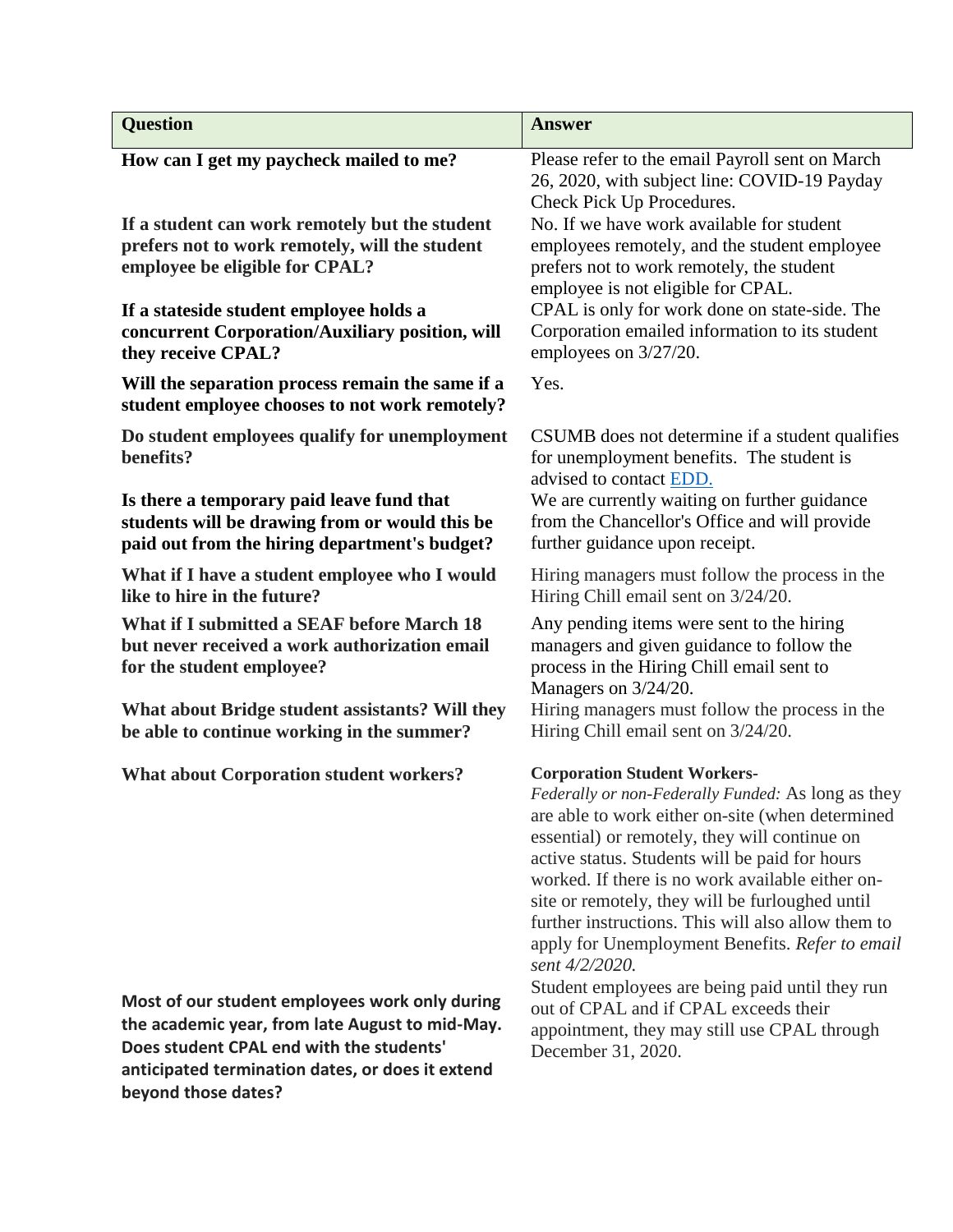| Question | Answer |
|---|---|
| **How can I get my paycheck mailed to me?** | Please refer to the email Payroll sent on March 26, 2020, with subject line: COVID-19 Payday Check Pick Up Procedures. |
| **If a student can work remotely but the student prefers not to work remotely, will the student employee be eligible for CPAL?** | No. If we have work available for student employees remotely, and the student employee prefers not to work remotely, the student employee is not eligible for CPAL. |
| **If a stateside student employee holds a concurrent Corporation/Auxiliary position, will they receive CPAL?** | CPAL is only for work done on state-side. The Corporation emailed information to its student employees on 3/27/20. |
| **Will the separation process remain the same if a student employee chooses to not work remotely?** | Yes. |
| **Do student employees qualify for unemployment benefits?** | CSUMB does not determine if a student qualifies for unemployment benefits. The student is advised to contact EDD. |
| **Is there a temporary paid leave fund that students will be drawing from or would this be paid out from the hiring department's budget?** | We are currently waiting on further guidance from the Chancellor's Office and will provide further guidance upon receipt. |
| **What if I have a student employee who I would like to hire in the future?** | Hiring managers must follow the process in the Hiring Chill email sent on 3/24/20. |
| **What if I submitted a SEAF before March 18 but never received a work authorization email for the student employee?** | Any pending items were sent to the hiring managers and given guidance to follow the process in the Hiring Chill email sent to Managers on 3/24/20. |
| **What about Bridge student assistants? Will they be able to continue working in the summer?** | Hiring managers must follow the process in the Hiring Chill email sent on 3/24/20. |
| **What about Corporation student workers?** | **Corporation Student Workers-** *Federally or non-Federally Funded:* As long as they are able to work either on-site (when determined essential) or remotely, they will continue on active status. Students will be paid for hours worked. If there is no work available either on-site or remotely, they will be furloughed until further instructions. This will also allow them to apply for Unemployment Benefits. *Refer to email sent 4/2/2020.* |
| **Most of our student employees work only during the academic year, from late August to mid-May. Does student CPAL end with the students' anticipated termination dates, or does it extend beyond those dates?** | Student employees are being paid until they run out of CPAL and if CPAL exceeds their appointment, they may still use CPAL through December 31, 2020. |